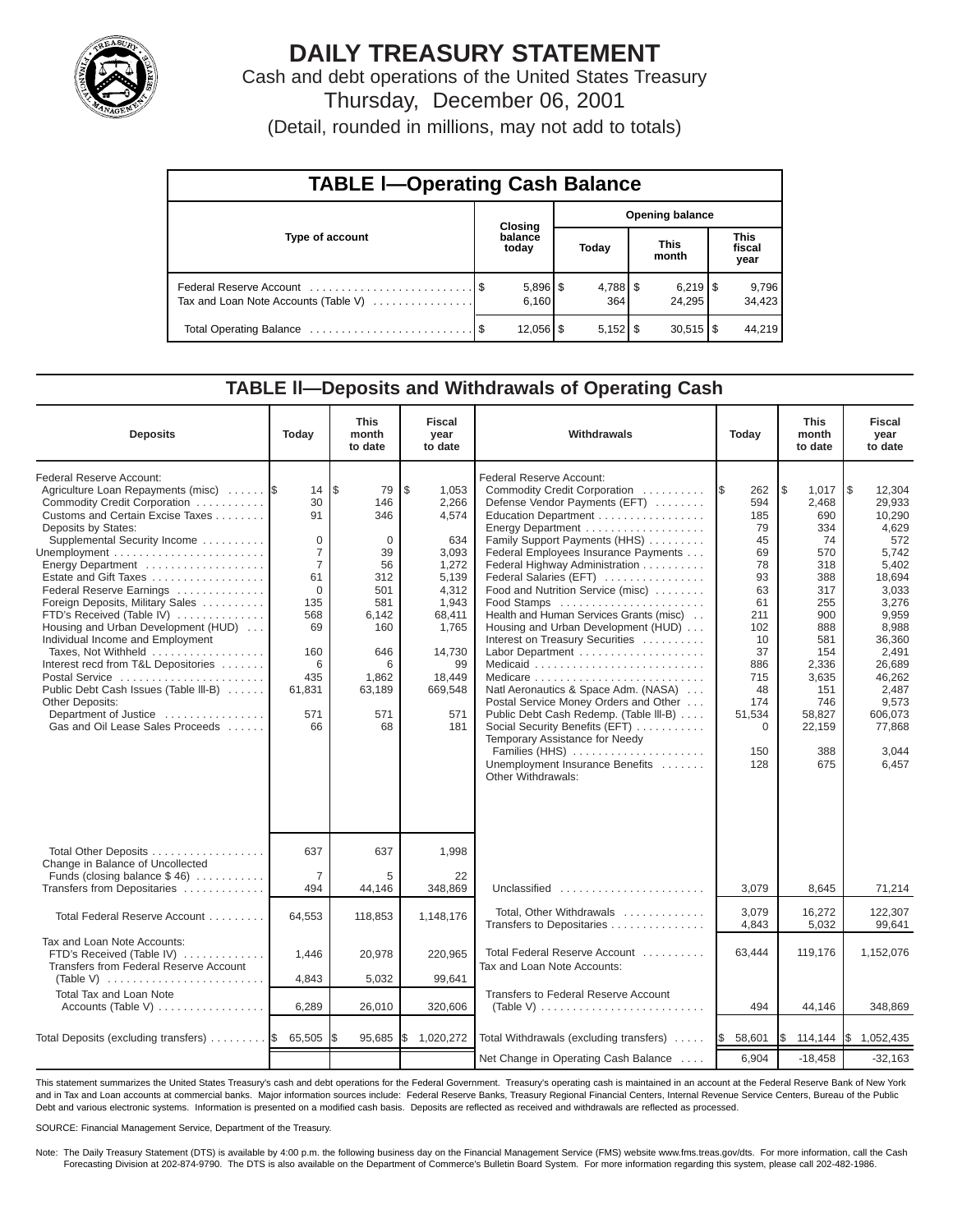# DAILY TREASURY STATEMENT

Cash and debt operations of the United States Treasury

Thursday, December 06, 2001

(Detail, rounded in millions, may not add to totals)

## TABLE I—Operating Cash Balance

| Type of account | Closing balance today | Opening balance Today | Opening balance This month | Opening balance This fiscal year |
|---|---|---|---|---|
| Federal Reserve Account | $ 5,896 | $ 4,788 | $ 6,219 | $ 9,796 |
| Tax and Loan Note Accounts (Table V) | 6,160 | 364 | 24,295 | 34,423 |
| Total Operating Balance | $ 12,056 | $ 5,152 | $ 30,515 | $ 44,219 |

## TABLE II—Deposits and Withdrawals of Operating Cash

| Deposits | Today | This month to date | Fiscal year to date |
|---|---|---|---|
| Federal Reserve Account: | | | |
| Agriculture Loan Repayments (misc) | $ 14 | $ 79 | $ 1,053 |
| Commodity Credit Corporation | 30 | 146 | 2,266 |
| Customs and Certain Excise Taxes | 91 | 346 | 4,574 |
| Deposits by States: | | | |
| Supplemental Security Income | 0 | 0 | 634 |
| Unemployment | 7 | 39 | 3,093 |
| Energy Department | 7 | 56 | 1,272 |
| Estate and Gift Taxes | 61 | 312 | 5,139 |
| Federal Reserve Earnings | 0 | 501 | 4,312 |
| Foreign Deposits, Military Sales | 135 | 581 | 1,943 |
| FTD's Received (Table IV) | 568 | 6,142 | 68,411 |
| Housing and Urban Development (HUD) | 69 | 160 | 1,765 |
| Individual Income and Employment Taxes, Not Withheld | 160 | 646 | 14,730 |
| Interest recd from T&L Depositories | 6 | 6 | 99 |
| Postal Service | 435 | 1,862 | 18,449 |
| Public Debt Cash Issues (Table III-B) | 61,831 | 63,189 | 669,548 |
| Other Deposits: | | | |
| Department of Justice | 571 | 571 | 571 |
| Gas and Oil Lease Sales Proceeds | 66 | 68 | 181 |
| Total Other Deposits | 637 | 637 | 1,998 |
| Change in Balance of Uncollected Funds (closing balance $ 46) | 7 | 5 | 22 |
| Transfers from Depositaries | 494 | 44,146 | 348,869 |
| Total Federal Reserve Account | 64,553 | 118,853 | 1,148,176 |
| Tax and Loan Note Accounts: | | | |
| FTD's Received (Table IV) | 1,446 | 20,978 | 220,965 |
| Transfers from Federal Reserve Account (Table V) | 4,843 | 5,032 | 99,641 |
| Total Tax and Loan Note Accounts (Table V) | 6,289 | 26,010 | 320,606 |
| Total Deposits (excluding transfers) | $ 65,505 | $ 95,685 | $ 1,020,272 |

| Withdrawals | Today | This month to date | Fiscal year to date |
|---|---|---|---|
| Federal Reserve Account: | | | |
| Commodity Credit Corporation | $ 262 | $ 1,017 | $ 12,304 |
| Defense Vendor Payments (EFT) | 594 | 2,468 | 29,933 |
| Education Department | 185 | 690 | 10,290 |
| Energy Department | 79 | 334 | 4,629 |
| Family Support Payments (HHS) | 45 | 74 | 572 |
| Federal Employees Insurance Payments | 69 | 570 | 5,742 |
| Federal Highway Administration | 78 | 318 | 5,402 |
| Federal Salaries (EFT) | 93 | 388 | 18,694 |
| Food and Nutrition Service (misc) | 63 | 317 | 3,033 |
| Food Stamps | 61 | 255 | 3,276 |
| Health and Human Services Grants (misc) | 211 | 900 | 9,959 |
| Housing and Urban Development (HUD) | 102 | 888 | 8,988 |
| Interest on Treasury Securities | 10 | 581 | 36,360 |
| Labor Department | 37 | 154 | 2,491 |
| Medicaid | 886 | 2,336 | 26,689 |
| Medicare | 715 | 3,635 | 46,262 |
| Natl Aeronautics & Space Adm. (NASA) | 48 | 151 | 2,487 |
| Postal Service Money Orders and Other | 174 | 746 | 9,573 |
| Public Debt Cash Redemp. (Table III-B) | 51,534 | 58,827 | 606,073 |
| Social Security Benefits (EFT) | 0 | 22,159 | 77,868 |
| Temporary Assistance for Needy Families (HHS) | 150 | 388 | 3,044 |
| Unemployment Insurance Benefits | 128 | 675 | 6,457 |
| Other Withdrawals: | | | |
| Unclassified | 3,079 | 8,645 | 71,214 |
| Total, Other Withdrawals | 3,079 | 16,272 | 122,307 |
| Transfers to Depositaries | 4,843 | 5,032 | 99,641 |
| Total Federal Reserve Account | 63,444 | 119,176 | 1,152,076 |
| Tax and Loan Note Accounts: | | | |
| Transfers to Federal Reserve Account (Table V) | 494 | 44,146 | 348,869 |
| Total Withdrawals (excluding transfers) | $ 58,601 | $ 114,144 | $ 1,052,435 |
| Net Change in Operating Cash Balance | 6,904 | -18,458 | -32,163 |

This statement summarizes the United States Treasury's cash and debt operations for the Federal Government. Treasury's operating cash is maintained in an account at the Federal Reserve Bank of New York and in Tax and Loan accounts at commercial banks. Major information sources include: Federal Reserve Banks, Treasury Regional Financial Centers, Internal Revenue Service Centers, Bureau of the Public Debt and various electronic systems. Information is presented on a modified cash basis. Deposits are reflected as received and withdrawals are reflected as processed.

SOURCE: Financial Management Service, Department of the Treasury.

Note: The Daily Treasury Statement (DTS) is available by 4:00 p.m. the following business day on the Financial Management Service (FMS) website www.fms.treas.gov/dts. For more information, call the Cash Forecasting Division at 202-874-9790. The DTS is also available on the Department of Commerce's Bulletin Board System. For more information regarding this system, please call 202-482-1986.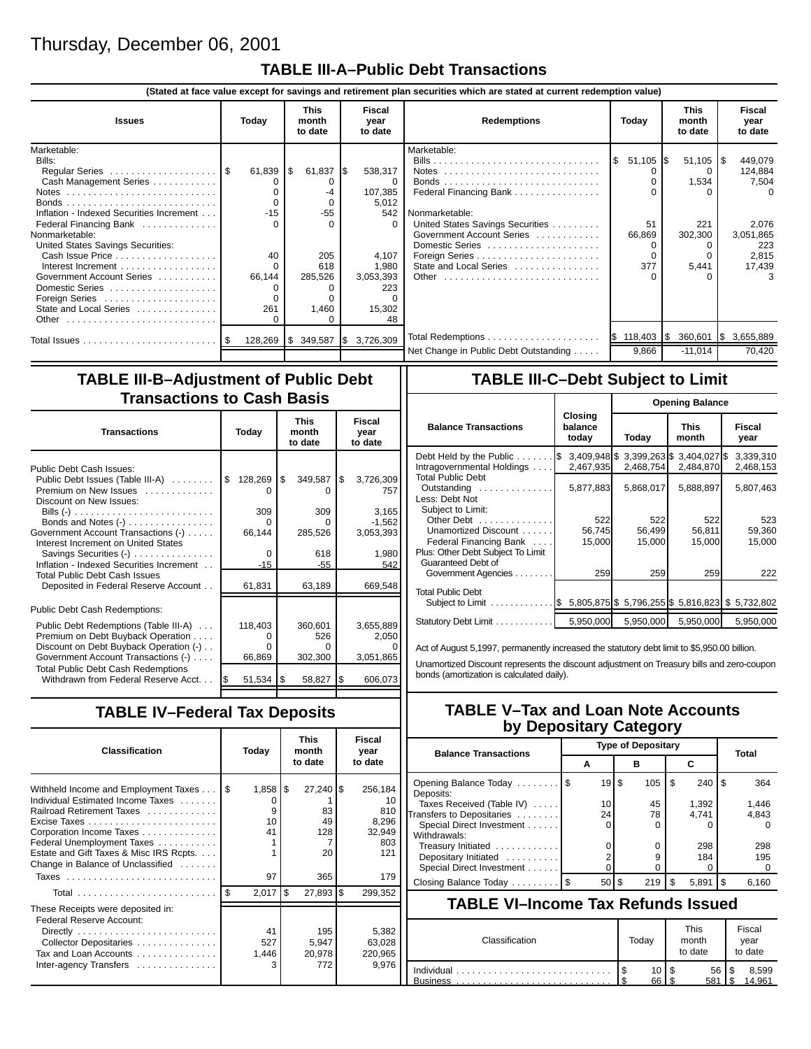Thursday, December 06, 2001

# TABLE III-A–Public Debt Transactions

(Stated at face value except for savings and retirement plan securities which are stated at current redemption value)

| Issues | Today | This month to date | Fiscal year to date |
|---|---|---|---|
| Marketable: | | | |
| Bills: | | | |
| Regular Series | $ 61,839 | $ 61,837 | $ 538,317 |
| Cash Management Series | 0 | 0 | 0 |
| Notes | 0 | -4 | 107,385 |
| Bonds | 0 | 0 | 5,012 |
| Inflation - Indexed Securities Increment | -15 | -55 | 542 |
| Federal Financing Bank | 0 | 0 | 0 |
| Nonmarketable: | | | |
| United States Savings Securities: | | | |
| Cash Issue Price | 40 | 205 | 4,107 |
| Interest Increment | 0 | 618 | 1,980 |
| Government Account Series | 66,144 | 285,526 | 3,053,393 |
| Domestic Series | 0 | 0 | 223 |
| Foreign Series | 0 | 0 | 0 |
| State and Local Series | 261 | 1,460 | 15,302 |
| Other | 0 | 0 | 48 |
| Total Issues | $ 128,269 | $ 349,587 | $ 3,726,309 |

| Redemptions | Today | This month to date | Fiscal year to date |
|---|---|---|---|
| Marketable: | | | |
| Bills | $ 51,105 | $ 51,105 | $ 449,079 |
| Notes | 0 | 0 | 124,884 |
| Bonds | 0 | 1,534 | 7,504 |
| Federal Financing Bank | 0 | 0 | 0 |
| Nonmarketable: | | | |
| United States Savings Securities | 51 | 221 | 2,076 |
| Government Account Series | 66,869 | 302,300 | 3,051,865 |
| Domestic Series | 0 | 0 | 223 |
| Foreign Series | 0 | 0 | 2,815 |
| State and Local Series | 377 | 5,441 | 17,439 |
| Other | 0 | 0 | 3 |
| Total Redemptions | $ 118,403 | $ 360,601 | $ 3,655,889 |
| Net Change in Public Debt Outstanding | 9,866 | -11,014 | 70,420 |

# TABLE III-B–Adjustment of Public Debt Transactions to Cash Basis

| Transactions | Today | This month to date | Fiscal year to date |
|---|---|---|---|
| Public Debt Cash Issues: | | | |
| Public Debt Issues (Table III-A) | $ 128,269 | $ 349,587 | $ 3,726,309 |
| Premium on New Issues | 0 | 0 | 757 |
| Discount on New Issues: | | | |
| Bills (-) | 309 | 309 | 3,165 |
| Bonds and Notes (-) | 0 | 0 | -1,562 |
| Government Account Transactions (-) | 66,144 | 285,526 | 3,053,393 |
| Interest Increment on United States Savings Securities (-) | 0 | 618 | 1,980 |
| Inflation - Indexed Securities Increment | -15 | -55 | 542 |
| Total Public Debt Cash Issues Deposited in Federal Reserve Account | 61,831 | 63,189 | 669,548 |
| Public Debt Cash Redemptions: | | | |
| Public Debt Redemptions (Table III-A) | 118,403 | 360,601 | 3,655,889 |
| Premium on Debt Buyback Operation | 0 | 526 | 2,050 |
| Discount on Debt Buyback Operation (-) | 0 | 0 | 0 |
| Government Account Transactions (-) | 66,869 | 302,300 | 3,051,865 |
| Total Public Debt Cash Redemptions Withdrawn from Federal Reserve Acct. | $ 51,534 | $ 58,827 | $ 606,073 |

# TABLE III-C–Debt Subject to Limit

| Balance Transactions | Closing balance today | Opening Balance Today | Opening Balance This month | Opening Balance Fiscal year |
|---|---|---|---|---|
| Debt Held by the Public | $ 3,409,948 | $ 3,399,263 | $ 3,404,027 | $ 3,339,310 |
| Intragovernmental Holdings | 2,467,935 | 2,468,754 | 2,484,870 | 2,468,153 |
| Total Public Debt Outstanding | 5,877,883 | 5,868,017 | 5,888,897 | 5,807,463 |
| Less: Debt Not Subject to Limit: | | | | |
| Other Debt | 522 | 522 | 522 | 523 |
| Unamortized Discount | 56,745 | 56,499 | 56,811 | 59,360 |
| Federal Financing Bank | 15,000 | 15,000 | 15,000 | 15,000 |
| Plus: Other Debt Subject To Limit Guaranteed Debt of Government Agencies | 259 | 259 | 259 | 222 |
| Total Public Debt Subject to Limit | $ 5,805,875 | $ 5,796,255 | $ 5,816,823 | $ 5,732,802 |
| Statutory Debt Limit | 5,950,000 | 5,950,000 | 5,950,000 | 5,950,000 |

Act of August 5,1997, permanently increased the statutory debt limit to $5,950.00 billion.

Unamortized Discount represents the discount adjustment on Treasury bills and zero-coupon bonds (amortization is calculated daily).

# TABLE IV–Federal Tax Deposits

| Classification | Today | This month to date | Fiscal year to date |
|---|---|---|---|
| Withheld Income and Employment Taxes | $ 1,858 | $ 27,240 | $ 256,184 |
| Individual Estimated Income Taxes | 0 | 1 | 10 |
| Railroad Retirement Taxes | 9 | 83 | 810 |
| Excise Taxes | 10 | 49 | 8,296 |
| Corporation Income Taxes | 41 | 128 | 32,949 |
| Federal Unemployment Taxes | 1 | 7 | 803 |
| Estate and Gift Taxes & Misc IRS Rcpts. | 1 | 20 | 121 |
| Change in Balance of Unclassified Taxes | 97 | 365 | 179 |
| Total | $ 2,017 | $ 27,893 | $ 299,352 |
| These Receipts were deposited in: | | | |
| Federal Reserve Account: | | | |
| Directly | 41 | 195 | 5,382 |
| Collector Depositaries | 527 | 5,947 | 63,028 |
| Tax and Loan Accounts | 1,446 | 20,978 | 220,965 |
| Inter-agency Transfers | 3 | 772 | 9,976 |

# TABLE V–Tax and Loan Note Accounts by Depositary Category

| Balance Transactions | Type of Depositary A | Type of Depositary B | Type of Depositary C | Total |
|---|---|---|---|---|
| Opening Balance Today | $ 19 | $ 105 | $ 240 | $ 364 |
| Deposits: | | | | |
| Taxes Received (Table IV) | 10 | 45 | 1,392 | 1,446 |
| Transfers to Depositaries | 24 | 78 | 4,741 | 4,843 |
| Special Direct Investment | 0 | 0 | 0 | 0 |
| Withdrawals: | | | | |
| Treasury Initiated | 0 | 0 | 298 | 298 |
| Depositary Initiated | 2 | 9 | 184 | 195 |
| Special Direct Investment | 0 | 0 | 0 | 0 |
| Closing Balance Today | $ 50 | $ 219 | $ 5,891 | $ 6,160 |

# TABLE VI–Income Tax Refunds Issued

| Classification | Today | This month to date | Fiscal year to date |
|---|---|---|---|
| Individual | $ 10 | $ 56 | $ 8,599 |
| Business | $ 66 | $ 581 | $ 14,961 |